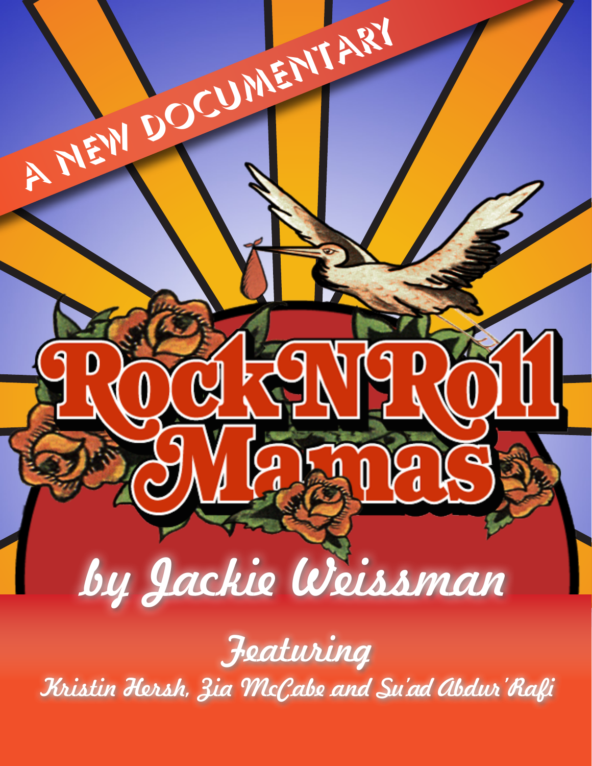A NEW DOCUMENTARY

# Rock N Roll Mamas

## by Jackie Weissman

Featuring

Kristin Hersh, Zia McCabe and Su'ad Abdur'Rafi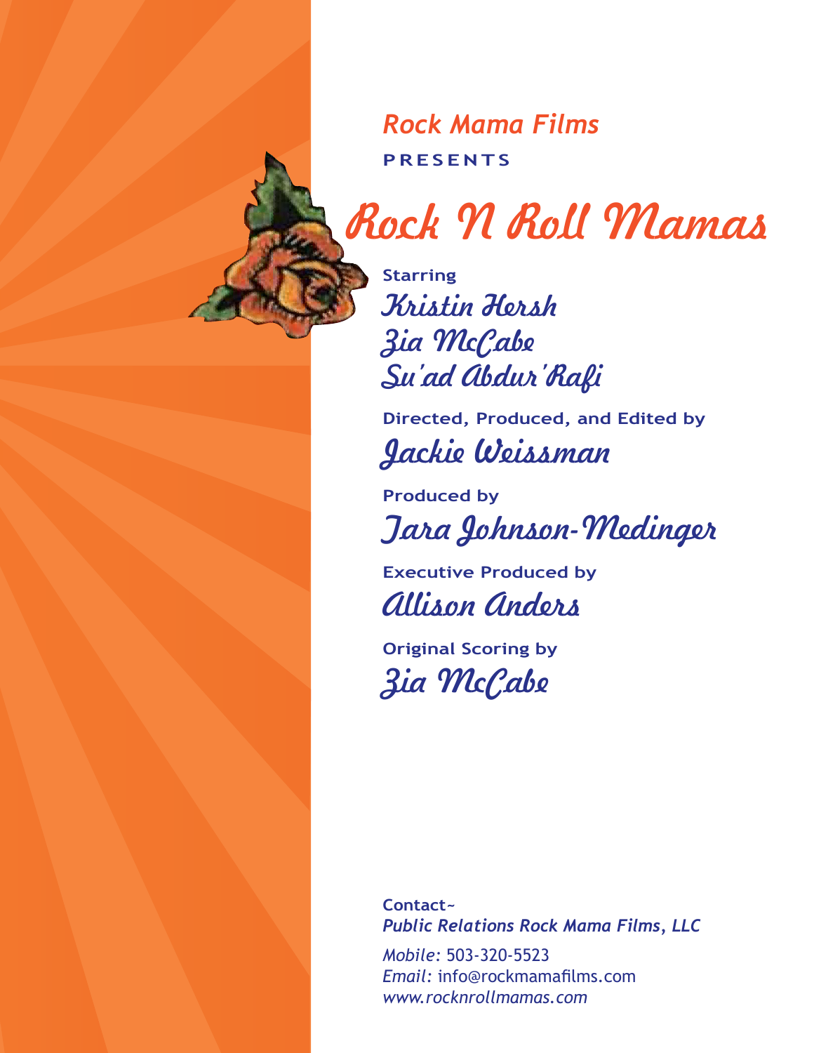*Rock Mama Films*

**PRESENTS**

# Rock N Roll Mamas

**Starring**

Kristin Hersh
Zia McCabe
Su'ad Abdur'Rafi

**Directed, Produced, and Edited by**

Jackie Weissman

**Produced by**

Tara Johnson-Medinger

**Executive Produced by**

Allison Anders

**Original Scoring by**

Zia McCabe

**Contact~**
***Public Relations Rock Mama Films, LLC***

*Mobile:* 503-320-5523
*Email:* info@rockmamafilms.com
*www.rocknrollmamas.com*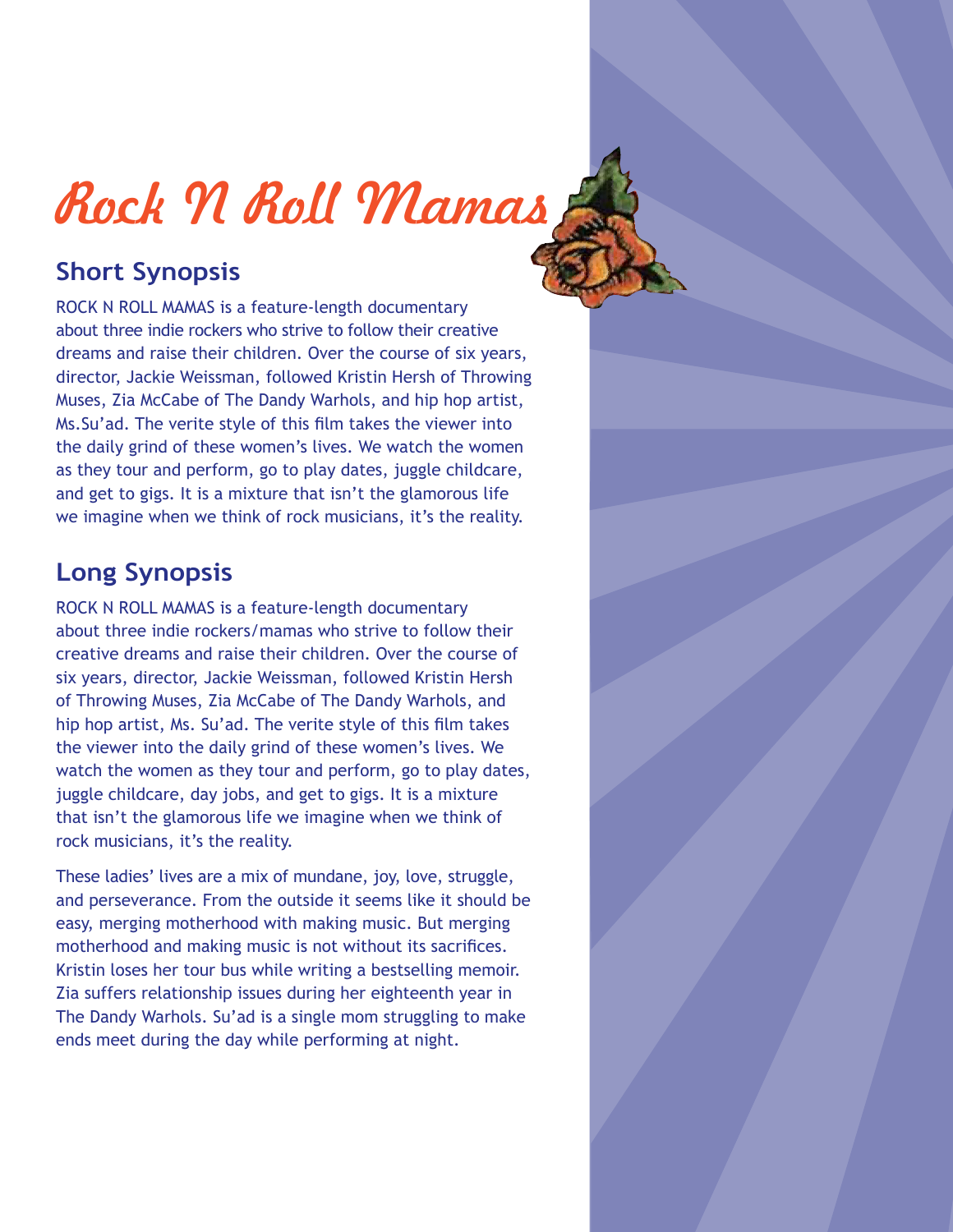# Rock N Roll Mamas

## Short Synopsis

ROCK N ROLL MAMAS is a feature-length documentary about three indie rockers who strive to follow their creative dreams and raise their children. Over the course of six years, director, Jackie Weissman, followed Kristin Hersh of Throwing Muses, Zia McCabe of The Dandy Warhols, and hip hop artist, Ms.Su'ad. The verite style of this film takes the viewer into the daily grind of these women's lives. We watch the women as they tour and perform, go to play dates, juggle childcare, and get to gigs. It is a mixture that isn't the glamorous life we imagine when we think of rock musicians, it's the reality.

## Long Synopsis

ROCK N ROLL MAMAS is a feature-length documentary about three indie rockers/mamas who strive to follow their creative dreams and raise their children. Over the course of six years, director, Jackie Weissman, followed Kristin Hersh of Throwing Muses, Zia McCabe of The Dandy Warhols, and hip hop artist, Ms. Su'ad. The verite style of this film takes the viewer into the daily grind of these women's lives. We watch the women as they tour and perform, go to play dates, juggle childcare, day jobs, and get to gigs. It is a mixture that isn't the glamorous life we imagine when we think of rock musicians, it's the reality.

These ladies' lives are a mix of mundane, joy, love, struggle, and perseverance. From the outside it seems like it should be easy, merging motherhood with making music. But merging motherhood and making music is not without its sacrifices. Kristin loses her tour bus while writing a bestselling memoir. Zia suffers relationship issues during her eighteenth year in The Dandy Warhols. Su'ad is a single mom struggling to make ends meet during the day while performing at night.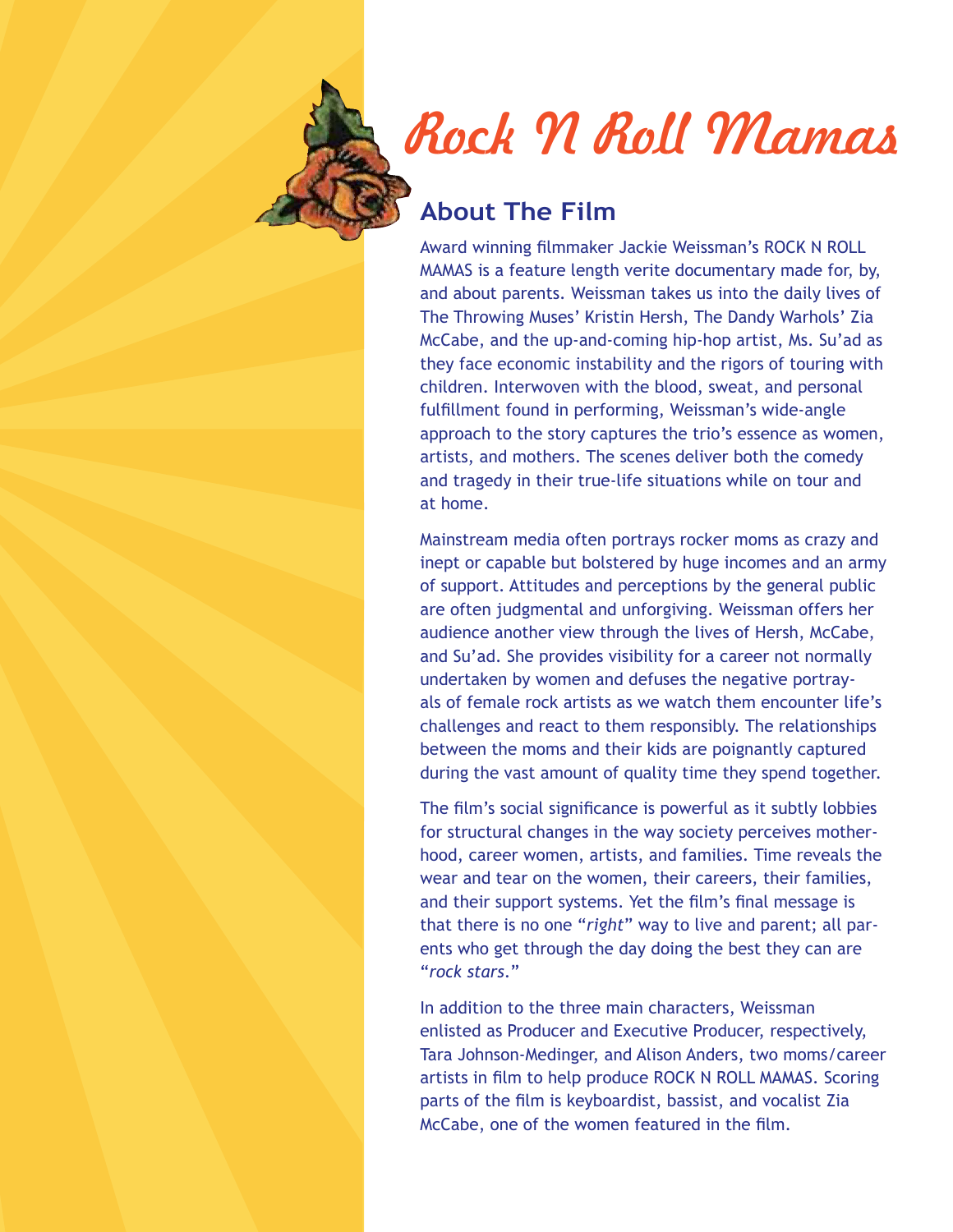# Rock N Roll Mamas

## About The Film

Award winning filmmaker Jackie Weissman's ROCK N ROLL MAMAS is a feature length verite documentary made for, by, and about parents. Weissman takes us into the daily lives of The Throwing Muses' Kristin Hersh, The Dandy Warhols' Zia McCabe, and the up-and-coming hip-hop artist, Ms. Su'ad as they face economic instability and the rigors of touring with children. Interwoven with the blood, sweat, and personal fulfillment found in performing, Weissman's wide-angle approach to the story captures the trio's essence as women, artists, and mothers. The scenes deliver both the comedy and tragedy in their true-life situations while on tour and at home.

Mainstream media often portrays rocker moms as crazy and inept or capable but bolstered by huge incomes and an army of support. Attitudes and perceptions by the general public are often judgmental and unforgiving. Weissman offers her audience another view through the lives of Hersh, McCabe, and Su'ad. She provides visibility for a career not normally undertaken by women and defuses the negative portrayals of female rock artists as we watch them encounter life's challenges and react to them responsibly. The relationships between the moms and their kids are poignantly captured during the vast amount of quality time they spend together.

The film's social significance is powerful as it subtly lobbies for structural changes in the way society perceives motherhood, career women, artists, and families. Time reveals the wear and tear on the women, their careers, their families, and their support systems. Yet the film's final message is that there is no one "*right*" way to live and parent; all parents who get through the day doing the best they can are "*rock stars*."

In addition to the three main characters, Weissman enlisted as Producer and Executive Producer, respectively, Tara Johnson-Medinger, and Alison Anders, two moms/career artists in film to help produce ROCK N ROLL MAMAS. Scoring parts of the film is keyboardist, bassist, and vocalist Zia McCabe, one of the women featured in the film.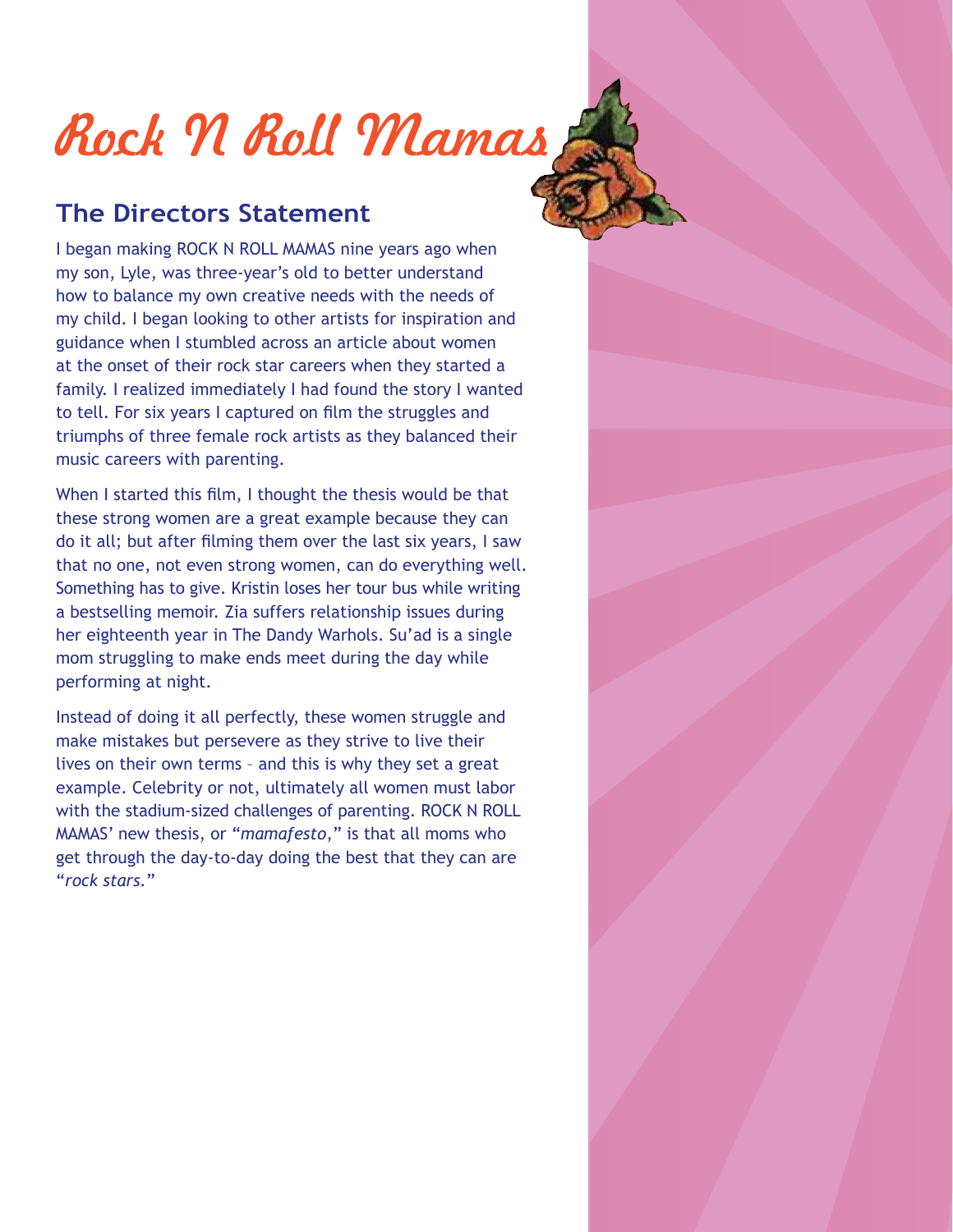# Rock N Roll Mamas

## The Directors Statement

I began making ROCK N ROLL MAMAS nine years ago when my son, Lyle, was three-year's old to better understand how to balance my own creative needs with the needs of my child. I began looking to other artists for inspiration and guidance when I stumbled across an article about women at the onset of their rock star careers when they started a family. I realized immediately I had found the story I wanted to tell. For six years I captured on film the struggles and triumphs of three female rock artists as they balanced their music careers with parenting.

When I started this film, I thought the thesis would be that these strong women are a great example because they can do it all; but after filming them over the last six years, I saw that no one, not even strong women, can do everything well. Something has to give. Kristin loses her tour bus while writing a bestselling memoir. Zia suffers relationship issues during her eighteenth year in The Dandy Warhols. Su'ad is a single mom struggling to make ends meet during the day while performing at night.

Instead of doing it all perfectly, these women struggle and make mistakes but persevere as they strive to live their lives on their own terms – and this is why they set a great example. Celebrity or not, ultimately all women must labor with the stadium-sized challenges of parenting. ROCK N ROLL MAMAS' new thesis, or "*mamafesto*," is that all moms who get through the day-to-day doing the best that they can are "*rock stars*."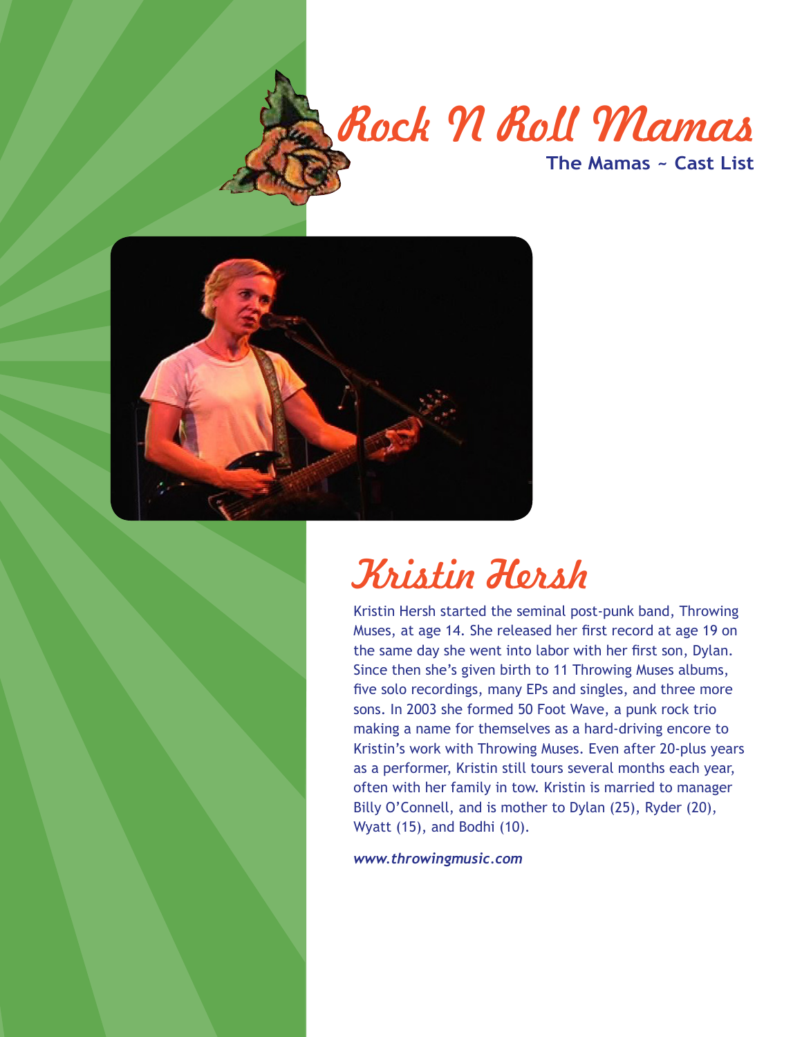# Rock N Roll Mamas

**The Mamas ~ Cast List**

## Kristin Hersh

Kristin Hersh started the seminal post-punk band, Throwing Muses, at age 14. She released her first record at age 19 on the same day she went into labor with her first son, Dylan. Since then she's given birth to 11 Throwing Muses albums, five solo recordings, many EPs and singles, and three more sons. In 2003 she formed 50 Foot Wave, a punk rock trio making a name for themselves as a hard-driving encore to Kristin's work with Throwing Muses. Even after 20-plus years as a performer, Kristin still tours several months each year, often with her family in tow. Kristin is married to manager Billy O'Connell, and is mother to Dylan (25), Ryder (20), Wyatt (15), and Bodhi (10).

***www.throwingmusic.com***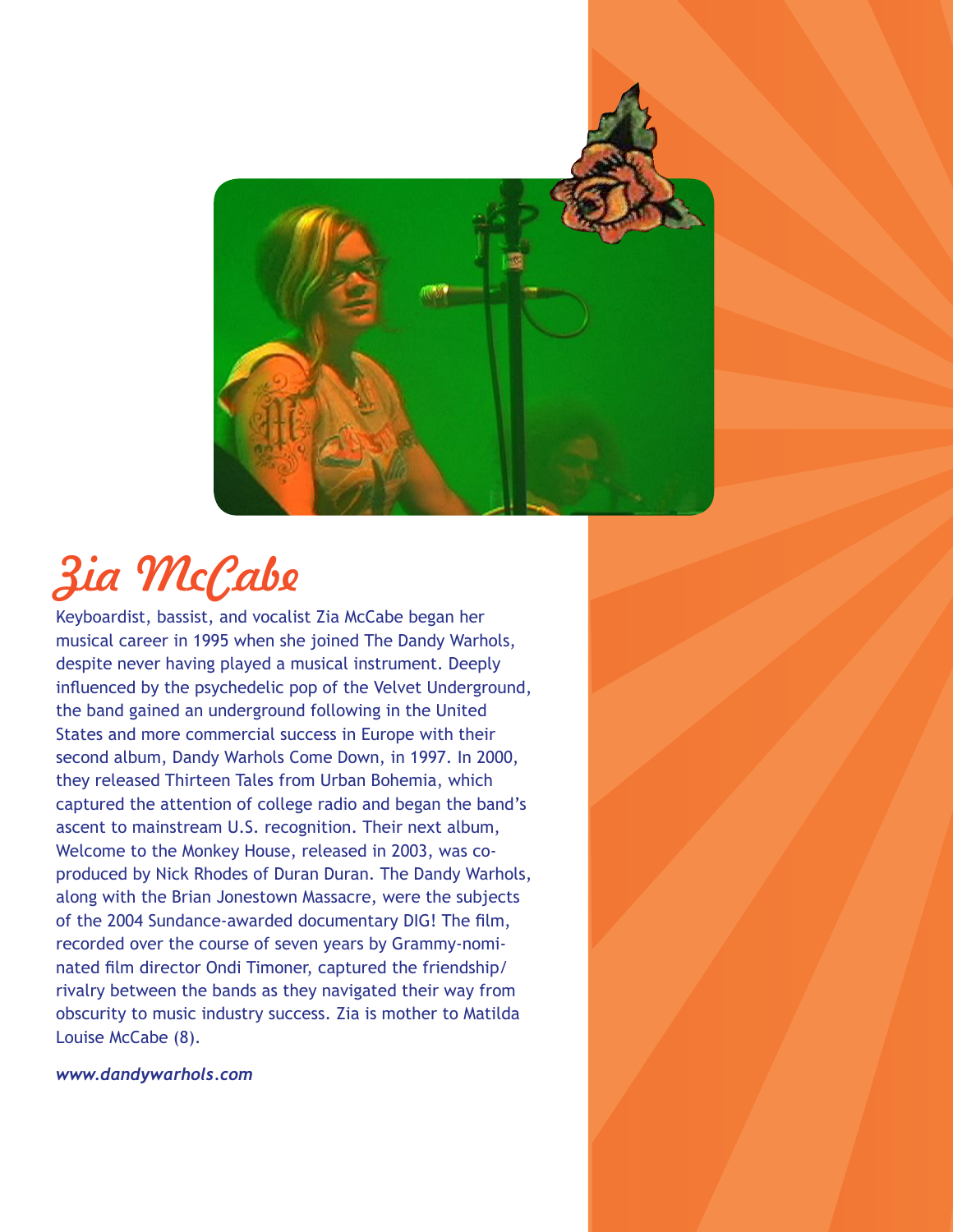# Zia McCabe

Keyboardist, bassist, and vocalist Zia McCabe began her musical career in 1995 when she joined The Dandy Warhols, despite never having played a musical instrument. Deeply influenced by the psychedelic pop of the Velvet Underground, the band gained an underground following in the United States and more commercial success in Europe with their second album, Dandy Warhols Come Down, in 1997. In 2000, they released Thirteen Tales from Urban Bohemia, which captured the attention of college radio and began the band's ascent to mainstream U.S. recognition. Their next album, Welcome to the Monkey House, released in 2003, was co-produced by Nick Rhodes of Duran Duran. The Dandy Warhols, along with the Brian Jonestown Massacre, were the subjects of the 2004 Sundance-awarded documentary DIG! The film, recorded over the course of seven years by Grammy-nominated film director Ondi Timoner, captured the friendship/rivalry between the bands as they navigated their way from obscurity to music industry success. Zia is mother to Matilda Louise McCabe (8).

***www.dandywarhols.com***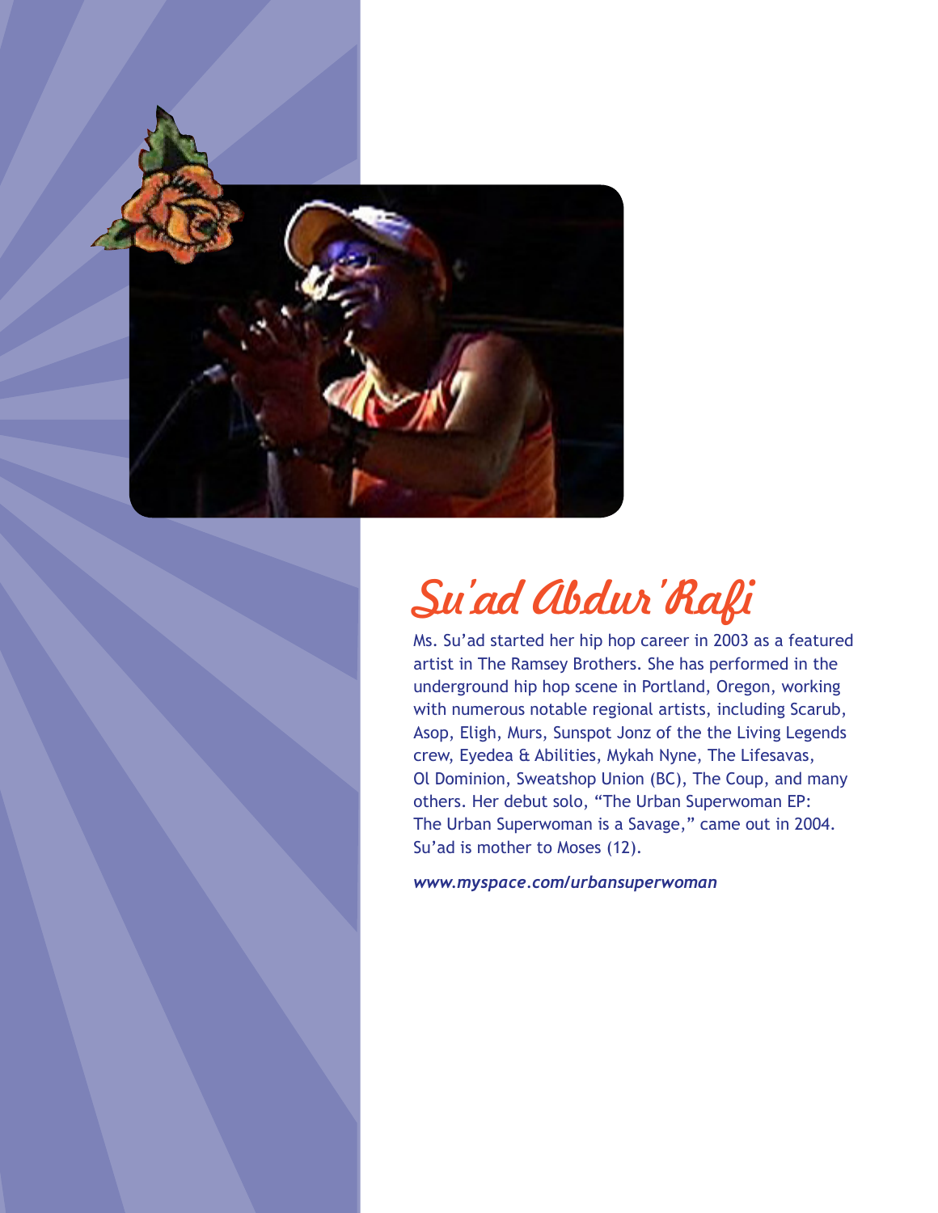# Su'ad Abdur'Rafi

Ms. Su'ad started her hip hop career in 2003 as a featured artist in The Ramsey Brothers. She has performed in the underground hip hop scene in Portland, Oregon, working with numerous notable regional artists, including Scarub, Asop, Eligh, Murs, Sunspot Jonz of the the Living Legends crew, Eyedea & Abilities, Mykah Nyne, The Lifesavas, Ol Dominion, Sweatshop Union (BC), The Coup, and many others. Her debut solo, "The Urban Superwoman EP: The Urban Superwoman is a Savage," came out in 2004. Su'ad is mother to Moses (12).

***www.myspace.com/urbansuperwoman***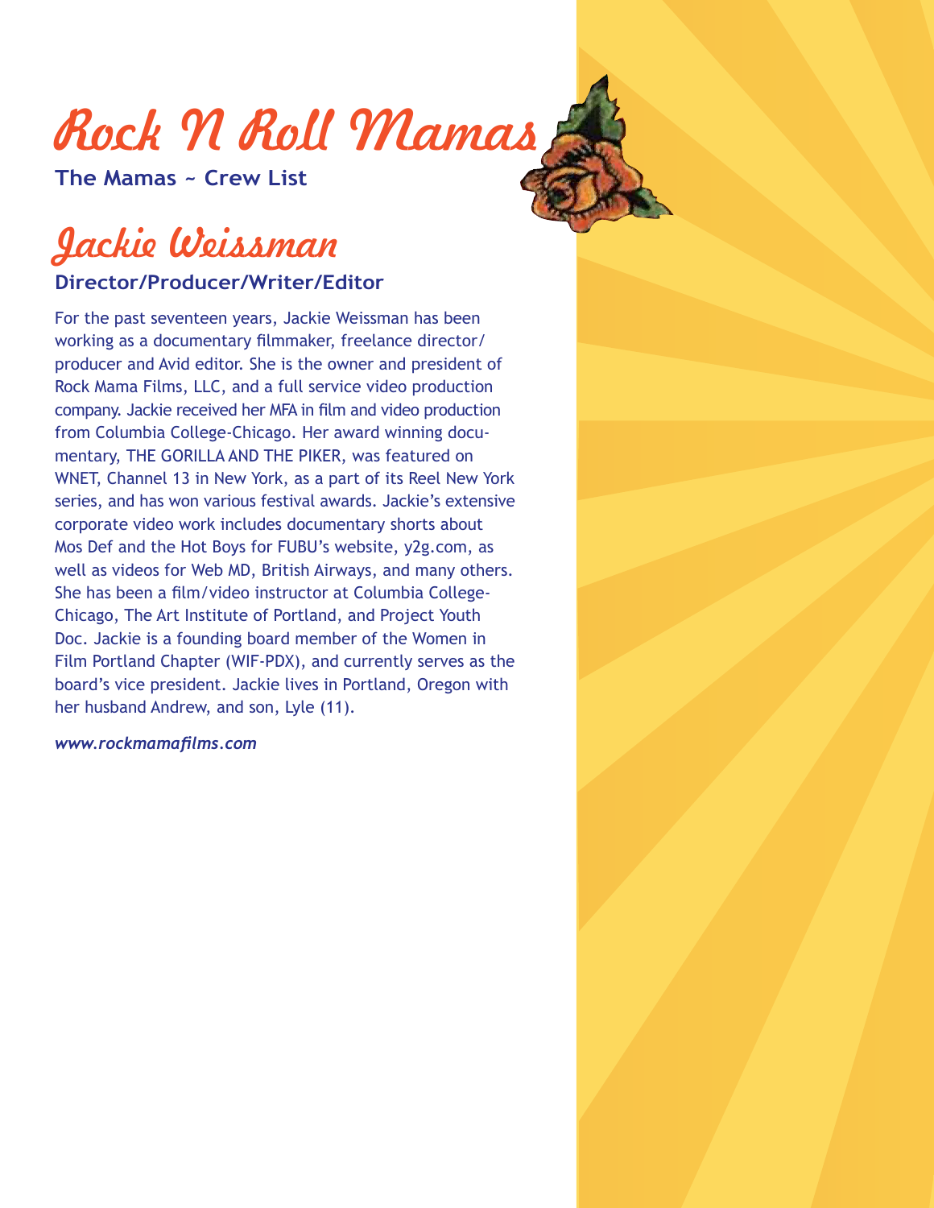# Rock N Roll Mamas

**The Mamas ~ Crew List**

## Jackie Weissman

**Director/Producer/Writer/Editor**

For the past seventeen years, Jackie Weissman has been working as a documentary filmmaker, freelance director/producer and Avid editor. She is the owner and president of Rock Mama Films, LLC, and a full service video production company. Jackie received her MFA in film and video production from Columbia College-Chicago. Her award winning documentary, THE GORILLA AND THE PIKER, was featured on WNET, Channel 13 in New York, as a part of its Reel New York series, and has won various festival awards. Jackie's extensive corporate video work includes documentary shorts about Mos Def and the Hot Boys for FUBU's website, y2g.com, as well as videos for Web MD, British Airways, and many others. She has been a film/video instructor at Columbia College-Chicago, The Art Institute of Portland, and Project Youth Doc. Jackie is a founding board member of the Women in Film Portland Chapter (WIF-PDX), and currently serves as the board's vice president. Jackie lives in Portland, Oregon with her husband Andrew, and son, Lyle (11).

*www.rockmamafilms.com*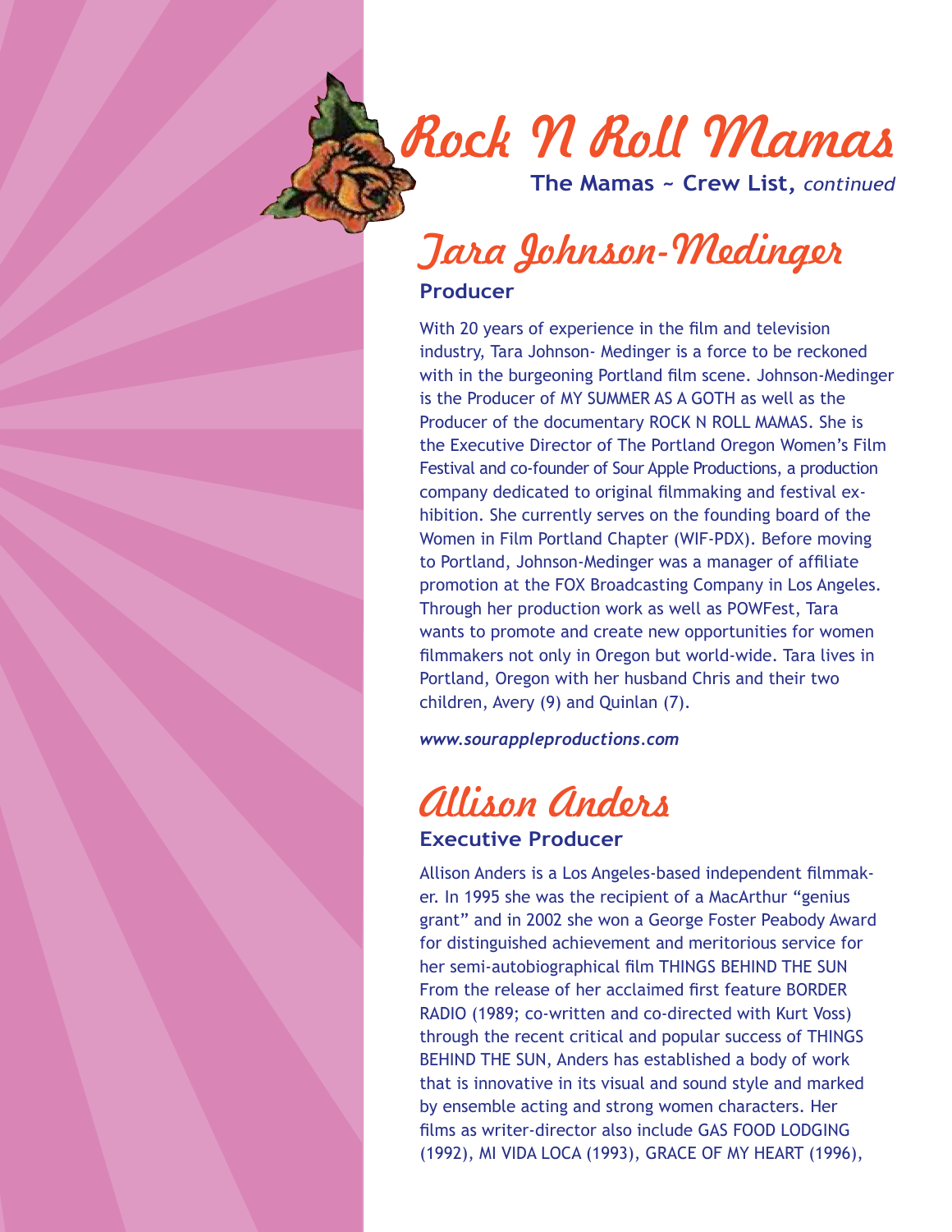# Rock N Roll Mamas

**The Mamas ~ Crew List,** *continued*

## Tara Johnson-Medinger

### Producer

With 20 years of experience in the film and television industry, Tara Johnson- Medinger is a force to be reckoned with in the burgeoning Portland film scene. Johnson-Medinger is the Producer of MY SUMMER AS A GOTH as well as the Producer of the documentary ROCK N ROLL MAMAS. She is the Executive Director of The Portland Oregon Women's Film Festival and co-founder of Sour Apple Productions, a production company dedicated to original filmmaking and festival exhibition. She currently serves on the founding board of the Women in Film Portland Chapter (WIF-PDX). Before moving to Portland, Johnson-Medinger was a manager of affiliate promotion at the FOX Broadcasting Company in Los Angeles. Through her production work as well as POWFest, Tara wants to promote and create new opportunities for women filmmakers not only in Oregon but world-wide. Tara lives in Portland, Oregon with her husband Chris and their two children, Avery (9) and Quinlan (7).

***www.sourappleproductions.com***

## Allison Anders

### Executive Producer

Allison Anders is a Los Angeles-based independent filmmaker. In 1995 she was the recipient of a MacArthur "genius grant" and in 2002 she won a George Foster Peabody Award for distinguished achievement and meritorious service for her semi-autobiographical film THINGS BEHIND THE SUN From the release of her acclaimed first feature BORDER RADIO (1989; co-written and co-directed with Kurt Voss) through the recent critical and popular success of THINGS BEHIND THE SUN, Anders has established a body of work that is innovative in its visual and sound style and marked by ensemble acting and strong women characters. Her films as writer-director also include GAS FOOD LODGING (1992), MI VIDA LOCA (1993), GRACE OF MY HEART (1996),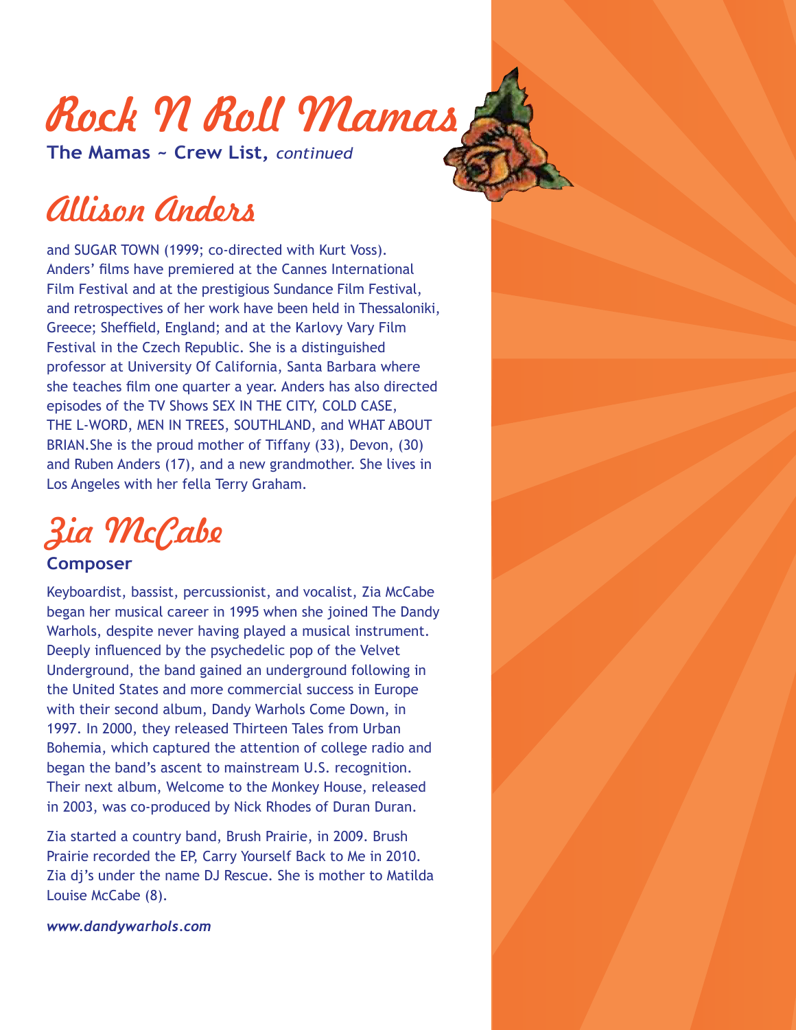# Rock N Roll Mamas

**The Mamas ~ Crew List,** *continued*

## Allison Anders

and SUGAR TOWN (1999; co-directed with Kurt Voss). Anders' films have premiered at the Cannes International Film Festival and at the prestigious Sundance Film Festival, and retrospectives of her work have been held in Thessaloniki, Greece; Sheffield, England; and at the Karlovy Vary Film Festival in the Czech Republic. She is a distinguished professor at University Of California, Santa Barbara where she teaches film one quarter a year. Anders has also directed episodes of the TV Shows SEX IN THE CITY, COLD CASE, THE L-WORD, MEN IN TREES, SOUTHLAND, and WHAT ABOUT BRIAN.She is the proud mother of Tiffany (33), Devon, (30) and Ruben Anders (17), and a new grandmother. She lives in Los Angeles with her fella Terry Graham.

## Zia McCabe

**Composer**

Keyboardist, bassist, percussionist, and vocalist, Zia McCabe began her musical career in 1995 when she joined The Dandy Warhols, despite never having played a musical instrument. Deeply influenced by the psychedelic pop of the Velvet Underground, the band gained an underground following in the United States and more commercial success in Europe with their second album, Dandy Warhols Come Down, in 1997. In 2000, they released Thirteen Tales from Urban Bohemia, which captured the attention of college radio and began the band's ascent to mainstream U.S. recognition. Their next album, Welcome to the Monkey House, released in 2003, was co-produced by Nick Rhodes of Duran Duran.

Zia started a country band, Brush Prairie, in 2009. Brush Prairie recorded the EP, Carry Yourself Back to Me in 2010. Zia dj's under the name DJ Rescue. She is mother to Matilda Louise McCabe (8).

***www.dandywarhols.com***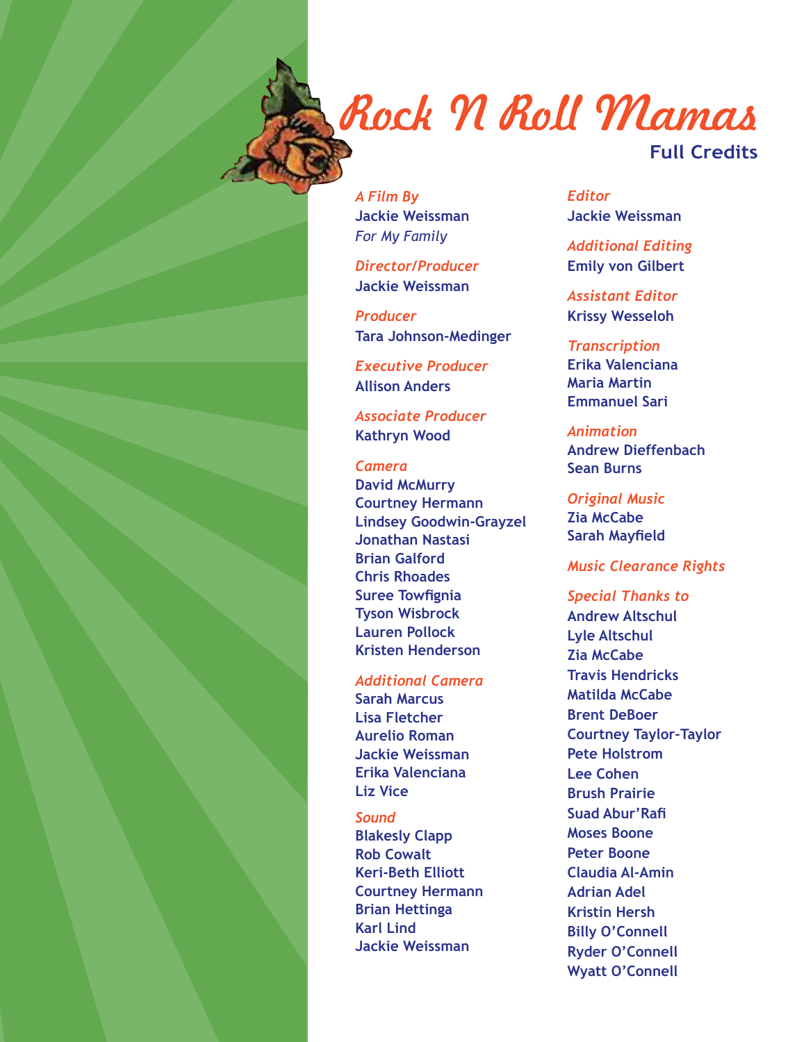# Rock N Roll Mamas

## Full Credits

*A Film By*
Jackie Weissman
*For My Family*

*Director/Producer*
Jackie Weissman

*Producer*
Tara Johnson-Medinger

*Executive Producer*
Allison Anders

*Associate Producer*
Kathryn Wood

*Camera*
David McMurry
Courtney Hermann
Lindsey Goodwin-Grayzel
Jonathan Nastasi
Brian Galford
Chris Rhoades
Suree Towfignia
Tyson Wisbrock
Lauren Pollock
Kristen Henderson

*Additional Camera*
Sarah Marcus
Lisa Fletcher
Aurelio Roman
Jackie Weissman
Erika Valenciana
Liz Vice

*Sound*
Blakesly Clapp
Rob Cowalt
Keri-Beth Elliott
Courtney Hermann
Brian Hettinga
Karl Lind
Jackie Weissman

*Editor*
Jackie Weissman

*Additional Editing*
Emily von Gilbert

*Assistant Editor*
Krissy Wesseloh

*Transcription*
Erika Valenciana
Maria Martin
Emmanuel Sari

*Animation*
Andrew Dieffenbach
Sean Burns

*Original Music*
Zia McCabe
Sarah Mayfield

*Music Clearance Rights*

*Special Thanks to*
Andrew Altschul
Lyle Altschul
Zia McCabe
Travis Hendricks
Matilda McCabe
Brent DeBoer
Courtney Taylor-Taylor
Pete Holstrom
Lee Cohen
Brush Prairie
Suad Abur'Rafi
Moses Boone
Peter Boone
Claudia Al-Amin
Adrian Adel
Kristin Hersh
Billy O'Connell
Ryder O'Connell
Wyatt O'Connell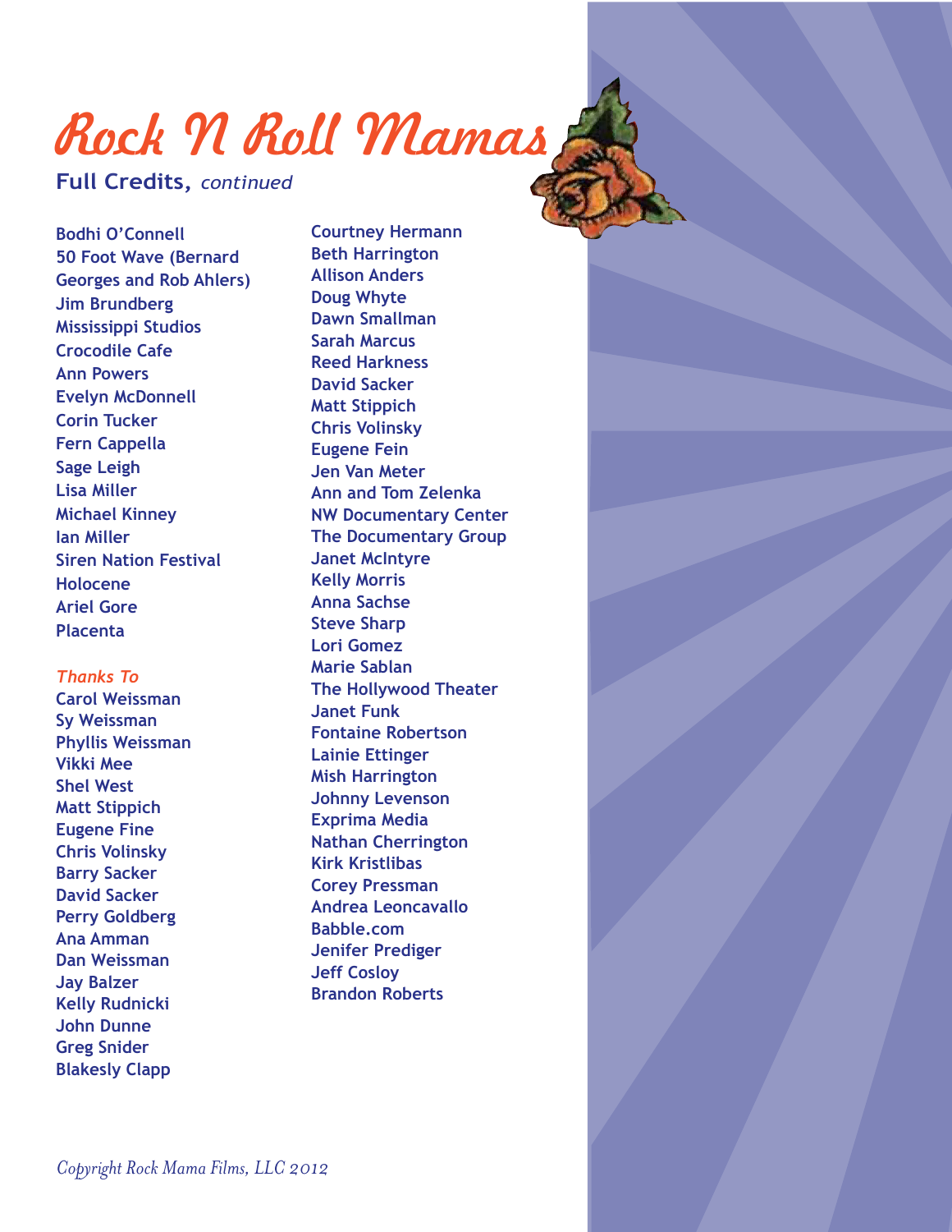# Rock N Roll Mamas

## Full Credits, *continued*

Bodhi O'Connell
50 Foot Wave (Bernard Georges and Rob Ahlers)
Jim Brundberg
Mississippi Studios
Crocodile Cafe
Ann Powers
Evelyn McDonnell
Corin Tucker
Fern Cappella
Sage Leigh
Lisa Miller
Michael Kinney
Ian Miller
Siren Nation Festival
Holocene
Ariel Gore
Placenta

*Thanks To*

Carol Weissman
Sy Weissman
Phyllis Weissman
Vikki Mee
Shel West
Matt Stippich
Eugene Fine
Chris Volinsky
Barry Sacker
David Sacker
Perry Goldberg
Ana Amman
Dan Weissman
Jay Balzer
Kelly Rudnicki
John Dunne
Greg Snider
Blakesly Clapp
Courtney Hermann
Beth Harrington
Allison Anders
Doug Whyte
Dawn Smallman
Sarah Marcus
Reed Harkness
David Sacker
Matt Stippich
Chris Volinsky
Eugene Fein
Jen Van Meter
Ann and Tom Zelenka
NW Documentary Center
The Documentary Group
Janet McIntyre
Kelly Morris
Anna Sachse
Steve Sharp
Lori Gomez
Marie Sablan
The Hollywood Theater
Janet Funk
Fontaine Robertson
Lainie Ettinger
Mish Harrington
Johnny Levenson
Exprima Media
Nathan Cherrington
Kirk Kristlibas
Corey Pressman
Andrea Leoncavallo
Babble.com
Jenifer Prediger
Jeff Cosloy
Brandon Roberts

*Copyright Rock Mama Films, LLC 2012*